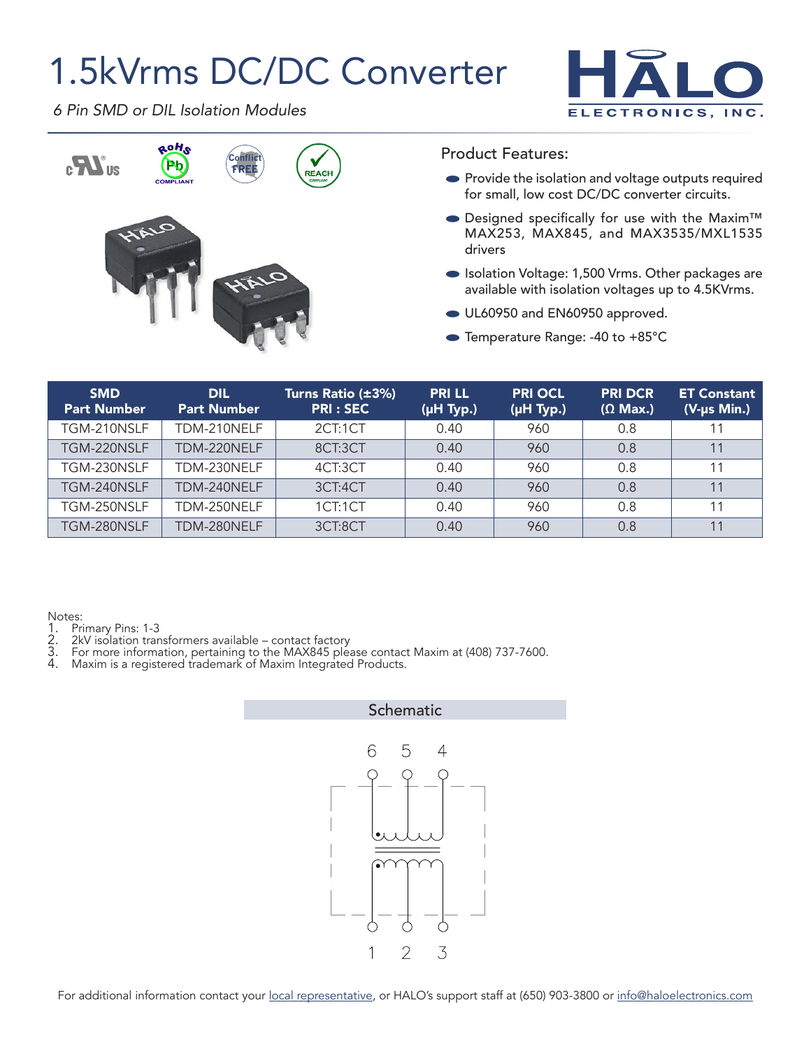# 1.5kVrms DC/DC Converter

*6 Pin SMD or DIL Isolation Modules*

HALO ELECTRONICS, INC.

## Product Features:

- Provide the isolation and voltage outputs required for small, low cost DC/DC converter circuits.
- Designed specifically for use with the Maxim™ MAX253, MAX845, and MAX3535/MXL1535 drivers
- Isolation Voltage: 1,500 Vrms. Other packages are available with isolation voltages up to 4.5KVrms.
- UL60950 and EN60950 approved.
- Temperature Range: -40 to +85°C

| SMD Part Number | DIL Part Number | Turns Ratio (±3%) PRI : SEC | PRI LL (µH Typ.) | PRI OCL (µH Typ.) | PRI DCR (Ω Max.) | ET Constant (V-µs Min.) |
|---|---|---|---|---|---|---|
| TGM-210NSLF | TDM-210NELF | 2CT:1CT | 0.40 | 960 | 0.8 | 11 |
| TGM-220NSLF | TDM-220NELF | 8CT:3CT | 0.40 | 960 | 0.8 | 11 |
| TGM-230NSLF | TDM-230NELF | 4CT:3CT | 0.40 | 960 | 0.8 | 11 |
| TGM-240NSLF | TDM-240NELF | 3CT:4CT | 0.40 | 960 | 0.8 | 11 |
| TGM-250NSLF | TDM-250NELF | 1CT:1CT | 0.40 | 960 | 0.8 | 11 |
| TGM-280NSLF | TDM-280NELF | 3CT:8CT | 0.40 | 960 | 0.8 | 11 |

Notes:
1. Primary Pins: 1-3
2. 2kV isolation transformers available – contact factory
3. For more information, pertaining to the MAX845 please contact Maxim at (408) 737-7600.
4. Maxim is a registered trademark of Maxim Integrated Products.

## Schematic

For additional information contact your local representative, or HALO's support staff at (650) 903-3800 or info@haloelectronics.com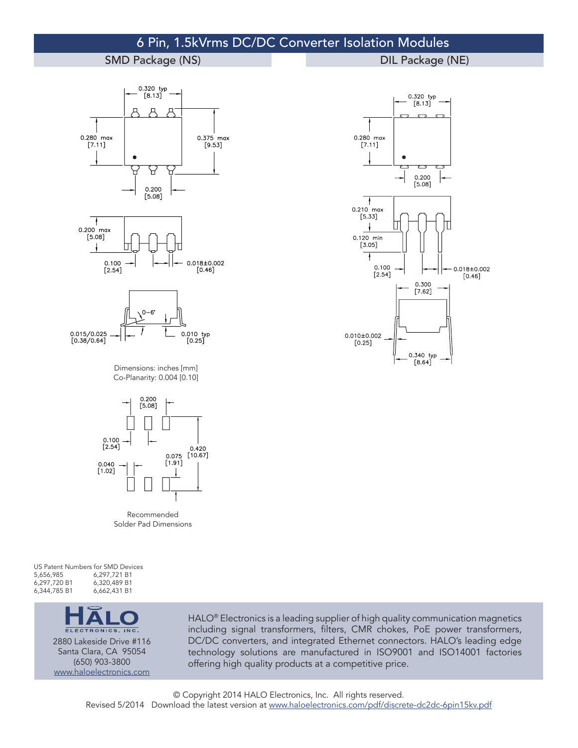# 6 Pin, 1.5kVrms DC/DC Converter Isolation Modules

## SMD Package (NS)

0.320 typ [8.13]

0.280 max [7.11]

0.375 max [9.53]

0.200 [5.08]

0.200 max [5.08]

0.100 [2.54]

0.018±0.002 [0.46]

0–6°

0.015/0.025 [0.38/0.64]

0.010 typ [0.25]

Dimensions: inches [mm]
Co-Planarity: 0.004 [0.10]

0.200 [5.08]

0.100 [2.54]

0.420 [10.67]

0.075 [1.91]

0.040 [1.02]

Recommended
Solder Pad Dimensions

## DIL Package (NE)

0.320 typ [8.13]

0.280 max [7.11]

0.200 [5.08]

0.210 max [5.33]

0.120 min [3.05]

0.100 [2.54]

0.018±0.002 [0.46]

0.300 [7.62]

0.010±0.002 [0.25]

0.340 typ [8.64]

US Patent Numbers for SMD Devices

| | |
|---|---|
| 5,656,985 | 6,297,721 B1 |
| 6,297,720 B1 | 6,320,489 B1 |
| 6,344,785 B1 | 6,662,431 B1 |

HALO ELECTRONICS, INC.
2880 Lakeside Drive #116
Santa Clara, CA 95054
(650) 903-3800
www.haloelectronics.com

HALO® Electronics is a leading supplier of high quality communication magnetics including signal transformers, filters, CMR chokes, PoE power transformers, DC/DC converters, and integrated Ethernet connectors. HALO's leading edge technology solutions are manufactured in ISO9001 and ISO14001 factories offering high quality products at a competitive price.

© Copyright 2014 HALO Electronics, Inc. All rights reserved.
Revised 5/2014 Download the latest version at www.haloelectronics.com/pdf/discrete-dc2dc-6pin15kv.pdf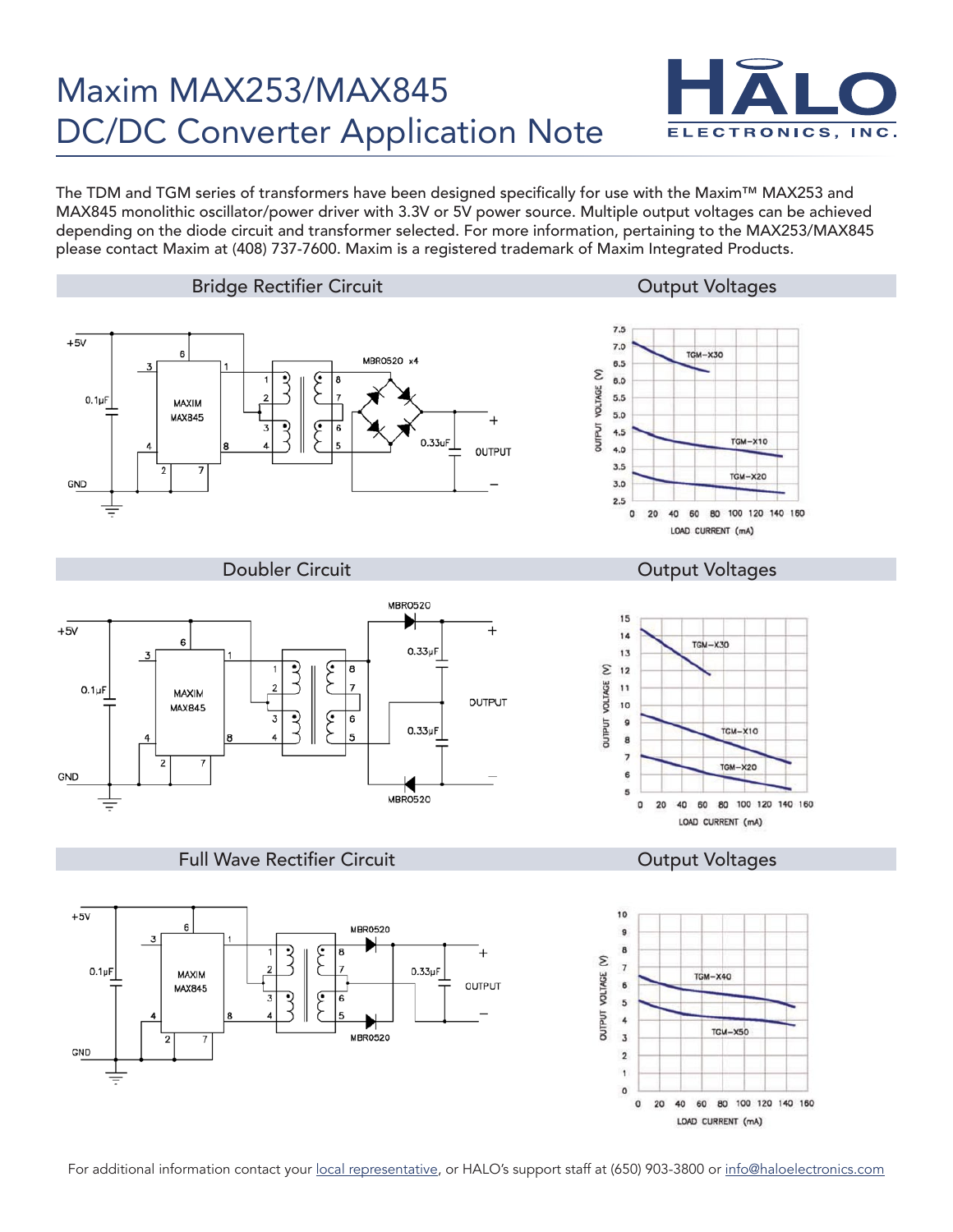# Maxim MAX253/MAX845 DC/DC Converter Application Note

HALO ELECTRONICS, INC.

The TDM and TGM series of transformers have been designed specifically for use with the Maxim™ MAX253 and MAX845 monolithic oscillator/power driver with 3.3V or 5V power source. Multiple output voltages can be achieved depending on the diode circuit and transformer selected. For more information, pertaining to the MAX253/MAX845 please contact Maxim at (408) 737-7600. Maxim is a registered trademark of Maxim Integrated Products.

## Bridge Rectifier Circuit

+5V
0.1μF
GND
MAXIM MAX845
3 6 1 4 2 7 8
1 2 3 4 8 7 6 5
MBR0520 x4
0.33uF
+ OUTPUT −

## Output Voltages

OUTPUT VOLTAGE (V)
7.5 7.0 6.5 6.0 5.5 5.0 4.5 4.0 3.5 3.0 2.5
LOAD CURRENT (mA)
0 20 40 60 80 100 120 140 160
TGM-X30
TGM-X10
TGM-X20

## Doubler Circuit

+5V
0.1μF
GND
MAXIM MAX845
3 6 1 4 2 7 8
1 2 3 4 8 7 6 5
MBR0520
0.33μF
0.33μF
MBR0520
+ OUTPUT −

## Output Voltages

OUTPUT VOLTAGE (V)
15 14 13 12 11 10 9 8 7 6 5
LOAD CURRENT (mA)
0 20 40 60 80 100 120 140 160
TGM-X30
TGM-X10
TGM-X20

## Full Wave Rectifier Circuit

+5V
0.1μF
GND
MAXIM MAX845
3 6 1 4 2 7 8
1 2 3 4 8 7 6 5
MBR0520
MBR0520
0.33μF
+ OUTPUT −

## Output Voltages

OUTPUT VOLTAGE (V)
10 9 8 7 6 5 4 3 2 1 0
LOAD CURRENT (mA)
0 20 40 60 80 100 120 140 160
TGM-X40
TGM-X50

For additional information contact your local representative, or HALO's support staff at (650) 903-3800 or info@haloelectronics.com